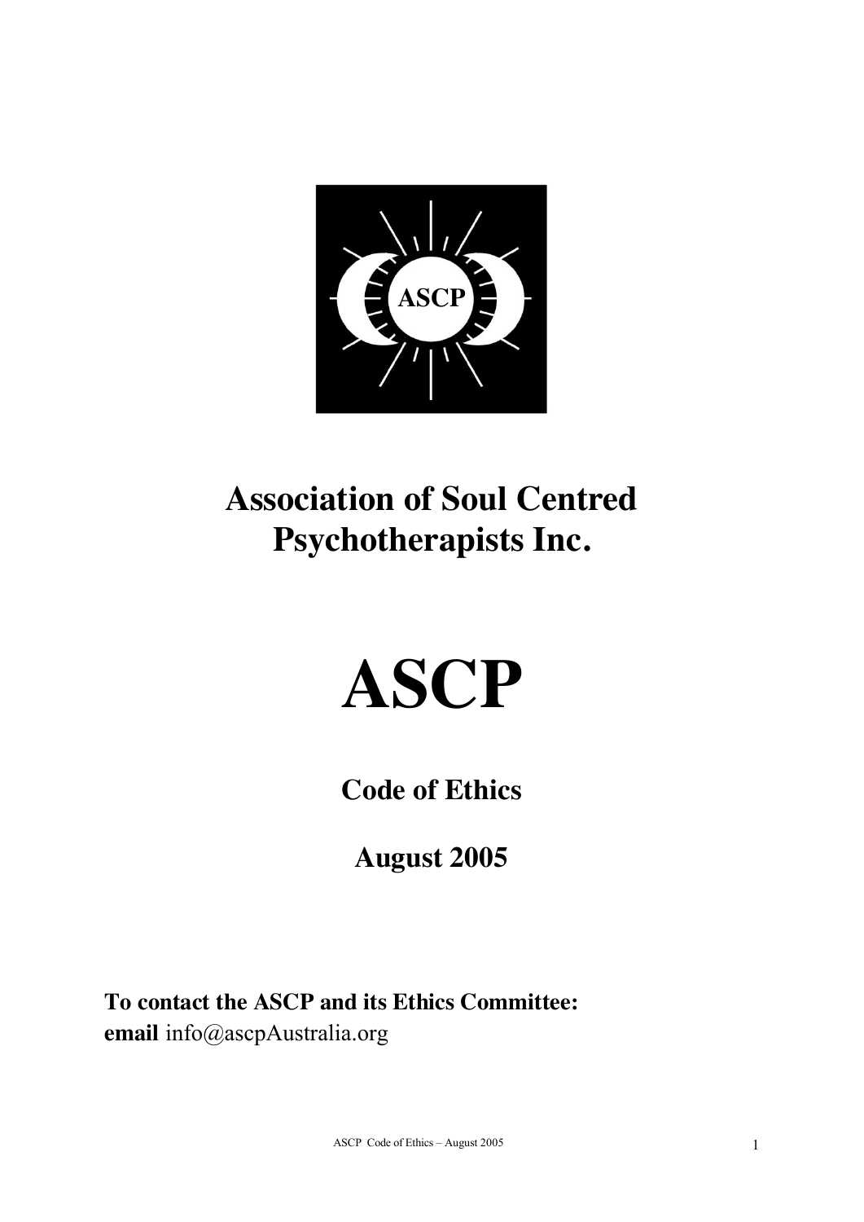# Association of Soul Centred Psychotherapists Inc.

# ASCP

## Code of Ethics

## August 2005

**To contact the ASCP and its Ethics Committee:**
**email** info@ascpAustralia.org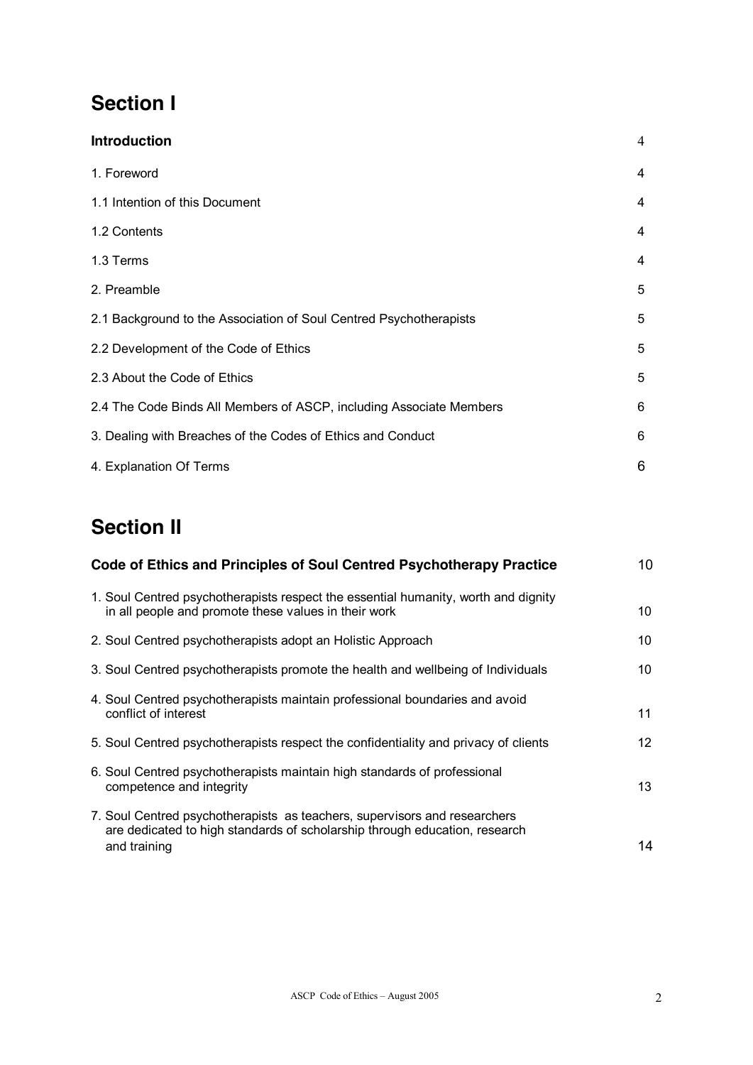## Section I

| | |
|---|---|
| **Introduction** | 4 |
| 1. Foreword | 4 |
| 1.1 Intention of this Document | 4 |
| 1.2 Contents | 4 |
| 1.3 Terms | 4 |
| 2. Preamble | 5 |
| 2.1 Background to the Association of Soul Centred Psychotherapists | 5 |
| 2.2 Development of the Code of Ethics | 5 |
| 2.3 About the Code of Ethics | 5 |
| 2.4 The Code Binds All Members of ASCP, including Associate Members | 6 |
| 3. Dealing with Breaches of the Codes of Ethics and Conduct | 6 |
| 4. Explanation Of Terms | 6 |

## Section II

| | |
|---|---|
| **Code of Ethics and Principles of Soul Centred Psychotherapy Practice** | 10 |
| 1. Soul Centred psychotherapists respect the essential humanity, worth and dignity in all people and promote these values in their work | 10 |
| 2. Soul Centred psychotherapists adopt an Holistic Approach | 10 |
| 3. Soul Centred psychotherapists promote the health and wellbeing of Individuals | 10 |
| 4. Soul Centred psychotherapists maintain professional boundaries and avoid conflict of interest | 11 |
| 5. Soul Centred psychotherapists respect the confidentiality and privacy of clients | 12 |
| 6. Soul Centred psychotherapists maintain high standards of professional competence and integrity | 13 |
| 7. Soul Centred psychotherapists as teachers, supervisors and researchers are dedicated to high standards of scholarship through education, research and training | 14 |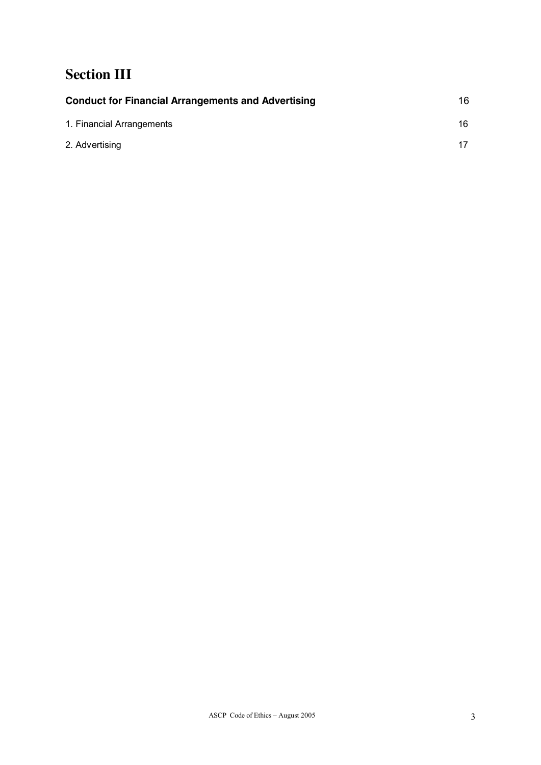# Section III

| | |
|---|---|
| **Conduct for Financial Arrangements and Advertising** | 16 |
| 1. Financial Arrangements | 16 |
| 2. Advertising | 17 |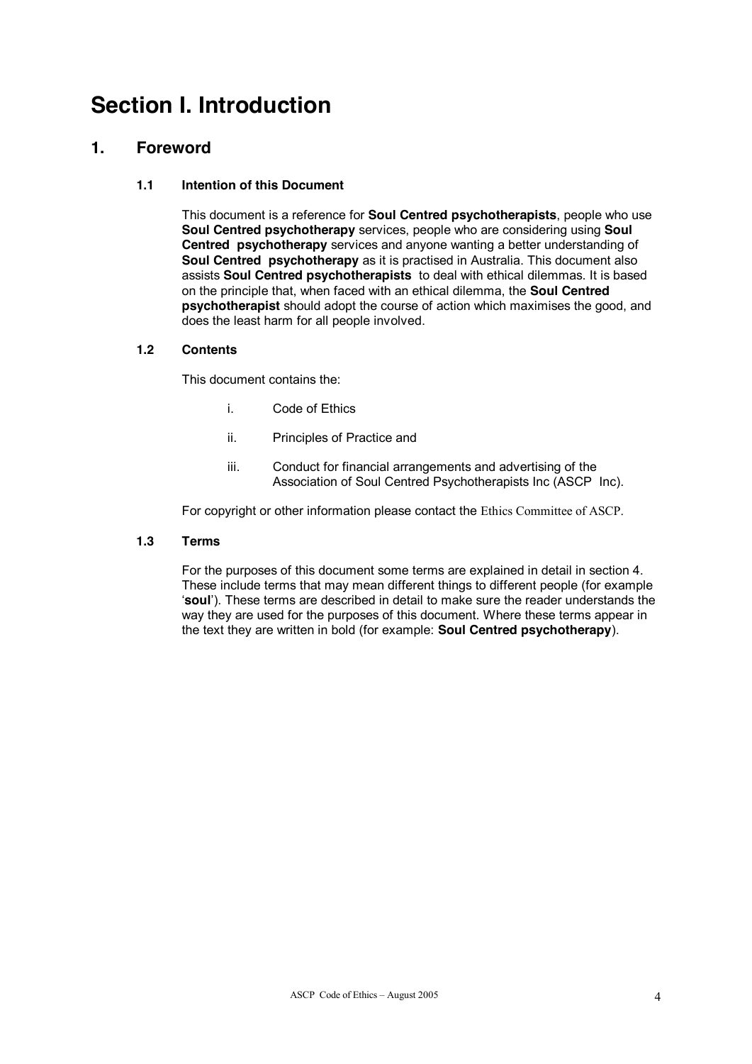# Section I. Introduction

## 1. Foreword

### 1.1 Intention of this Document

This document is a reference for **Soul Centred psychotherapists**, people who use **Soul Centred psychotherapy** services, people who are considering using **Soul Centred psychotherapy** services and anyone wanting a better understanding of **Soul Centred psychotherapy** as it is practised in Australia. This document also assists **Soul Centred psychotherapists** to deal with ethical dilemmas. It is based on the principle that, when faced with an ethical dilemma, the **Soul Centred psychotherapist** should adopt the course of action which maximises the good, and does the least harm for all people involved.

### 1.2 Contents

This document contains the:

i. Code of Ethics

ii. Principles of Practice and

iii. Conduct for financial arrangements and advertising of the Association of Soul Centred Psychotherapists Inc (ASCP Inc).

For copyright or other information please contact the Ethics Committee of ASCP.

### 1.3 Terms

For the purposes of this document some terms are explained in detail in section 4. These include terms that may mean different things to different people (for example '**soul**'). These terms are described in detail to make sure the reader understands the way they are used for the purposes of this document. Where these terms appear in the text they are written in bold (for example: **Soul Centred psychotherapy**).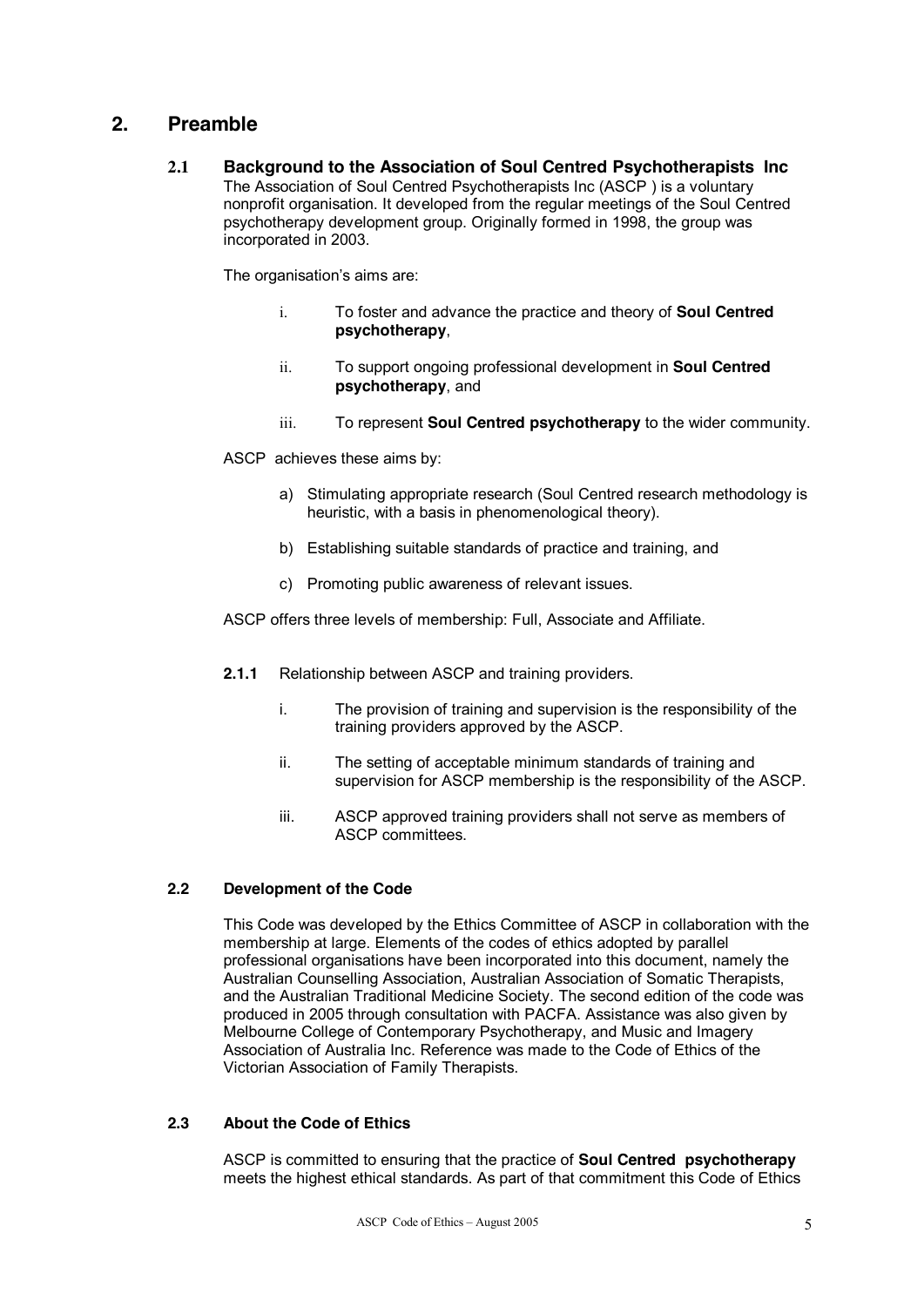## 2. Preamble

### 2.1 Background to the Association of Soul Centred Psychotherapists Inc

The Association of Soul Centred Psychotherapists Inc (ASCP ) is a voluntary nonprofit organisation. It developed from the regular meetings of the Soul Centred psychotherapy development group. Originally formed in 1998, the group was incorporated in 2003.

The organisation's aims are:

i. To foster and advance the practice and theory of **Soul Centred psychotherapy**,

ii. To support ongoing professional development in **Soul Centred psychotherapy**, and

iii. To represent **Soul Centred psychotherapy** to the wider community.

ASCP achieves these aims by:

a) Stimulating appropriate research (Soul Centred research methodology is heuristic, with a basis in phenomenological theory).

b) Establishing suitable standards of practice and training, and

c) Promoting public awareness of relevant issues.

ASCP offers three levels of membership: Full, Associate and Affiliate.

**2.1.1** Relationship between ASCP and training providers.

i. The provision of training and supervision is the responsibility of the training providers approved by the ASCP.

ii. The setting of acceptable minimum standards of training and supervision for ASCP membership is the responsibility of the ASCP.

iii. ASCP approved training providers shall not serve as members of ASCP committees.

### 2.2 Development of the Code

This Code was developed by the Ethics Committee of ASCP in collaboration with the membership at large. Elements of the codes of ethics adopted by parallel professional organisations have been incorporated into this document, namely the Australian Counselling Association, Australian Association of Somatic Therapists, and the Australian Traditional Medicine Society. The second edition of the code was produced in 2005 through consultation with PACFA. Assistance was also given by Melbourne College of Contemporary Psychotherapy, and Music and Imagery Association of Australia Inc. Reference was made to the Code of Ethics of the Victorian Association of Family Therapists.

### 2.3 About the Code of Ethics

ASCP is committed to ensuring that the practice of **Soul Centred psychotherapy** meets the highest ethical standards. As part of that commitment this Code of Ethics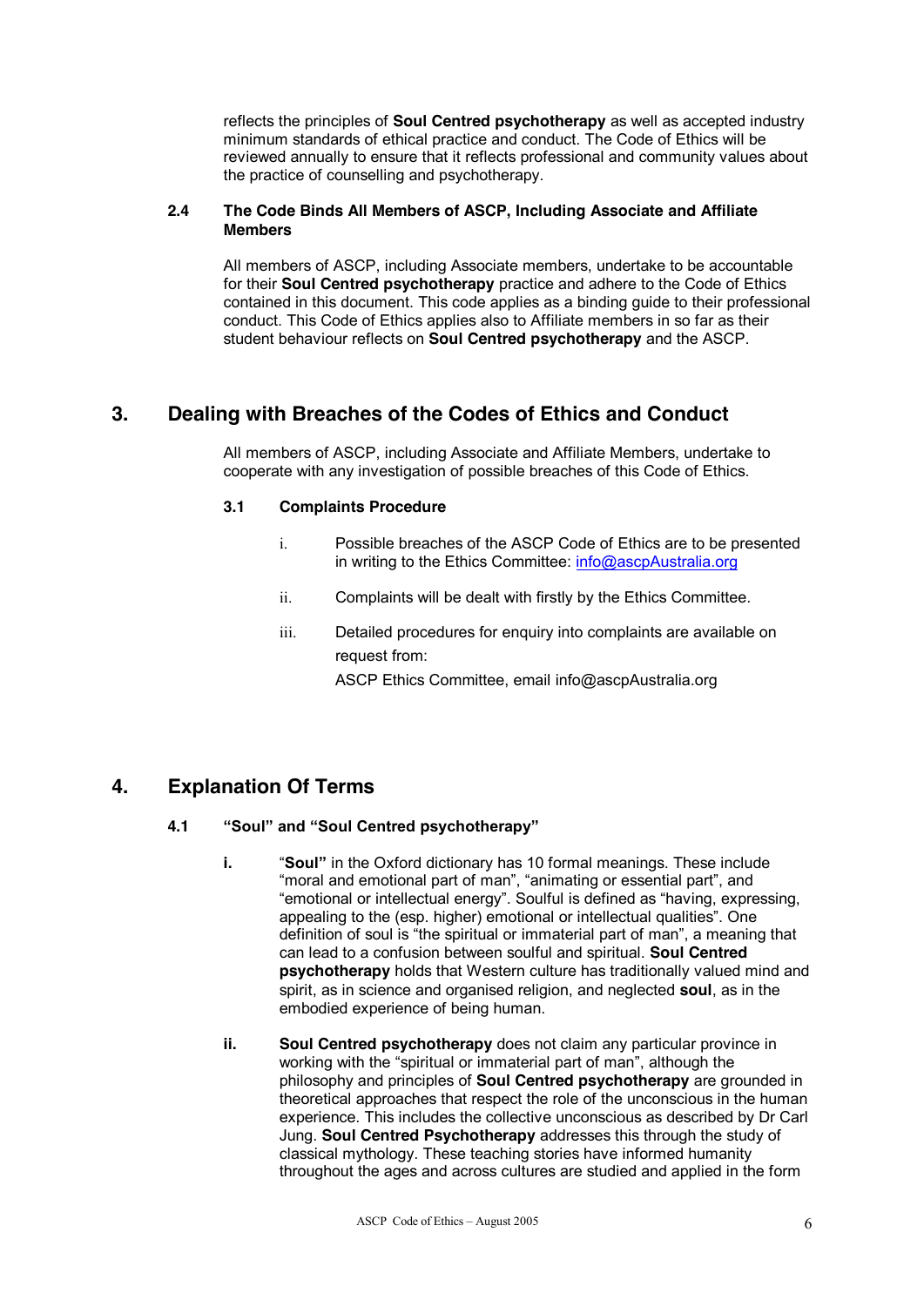reflects the principles of **Soul Centred psychotherapy** as well as accepted industry minimum standards of ethical practice and conduct. The Code of Ethics will be reviewed annually to ensure that it reflects professional and community values about the practice of counselling and psychotherapy.

### 2.4 The Code Binds All Members of ASCP, Including Associate and Affiliate Members

All members of ASCP, including Associate members, undertake to be accountable for their **Soul Centred psychotherapy** practice and adhere to the Code of Ethics contained in this document. This code applies as a binding guide to their professional conduct. This Code of Ethics applies also to Affiliate members in so far as their student behaviour reflects on **Soul Centred psychotherapy** and the ASCP.

## 3. Dealing with Breaches of the Codes of Ethics and Conduct

All members of ASCP, including Associate and Affiliate Members, undertake to cooperate with any investigation of possible breaches of this Code of Ethics.

### 3.1 Complaints Procedure

i. Possible breaches of the ASCP Code of Ethics are to be presented in writing to the Ethics Committee: info@ascpAustralia.org

ii. Complaints will be dealt with firstly by the Ethics Committee.

iii. Detailed procedures for enquiry into complaints are available on request from:

ASCP Ethics Committee, email info@ascpAustralia.org

## 4. Explanation Of Terms

### 4.1 "Soul" and "Soul Centred psychotherapy"

**i.** "**Soul**" in the Oxford dictionary has 10 formal meanings. These include "moral and emotional part of man", "animating or essential part", and "emotional or intellectual energy". Soulful is defined as "having, expressing, appealing to the (esp. higher) emotional or intellectual qualities". One definition of soul is "the spiritual or immaterial part of man", a meaning that can lead to a confusion between soulful and spiritual. **Soul Centred psychotherapy** holds that Western culture has traditionally valued mind and spirit, as in science and organised religion, and neglected **soul**, as in the embodied experience of being human.

**ii.** **Soul Centred psychotherapy** does not claim any particular province in working with the "spiritual or immaterial part of man", although the philosophy and principles of **Soul Centred psychotherapy** are grounded in theoretical approaches that respect the role of the unconscious in the human experience. This includes the collective unconscious as described by Dr Carl Jung. **Soul Centred Psychotherapy** addresses this through the study of classical mythology. These teaching stories have informed humanity throughout the ages and across cultures are studied and applied in the form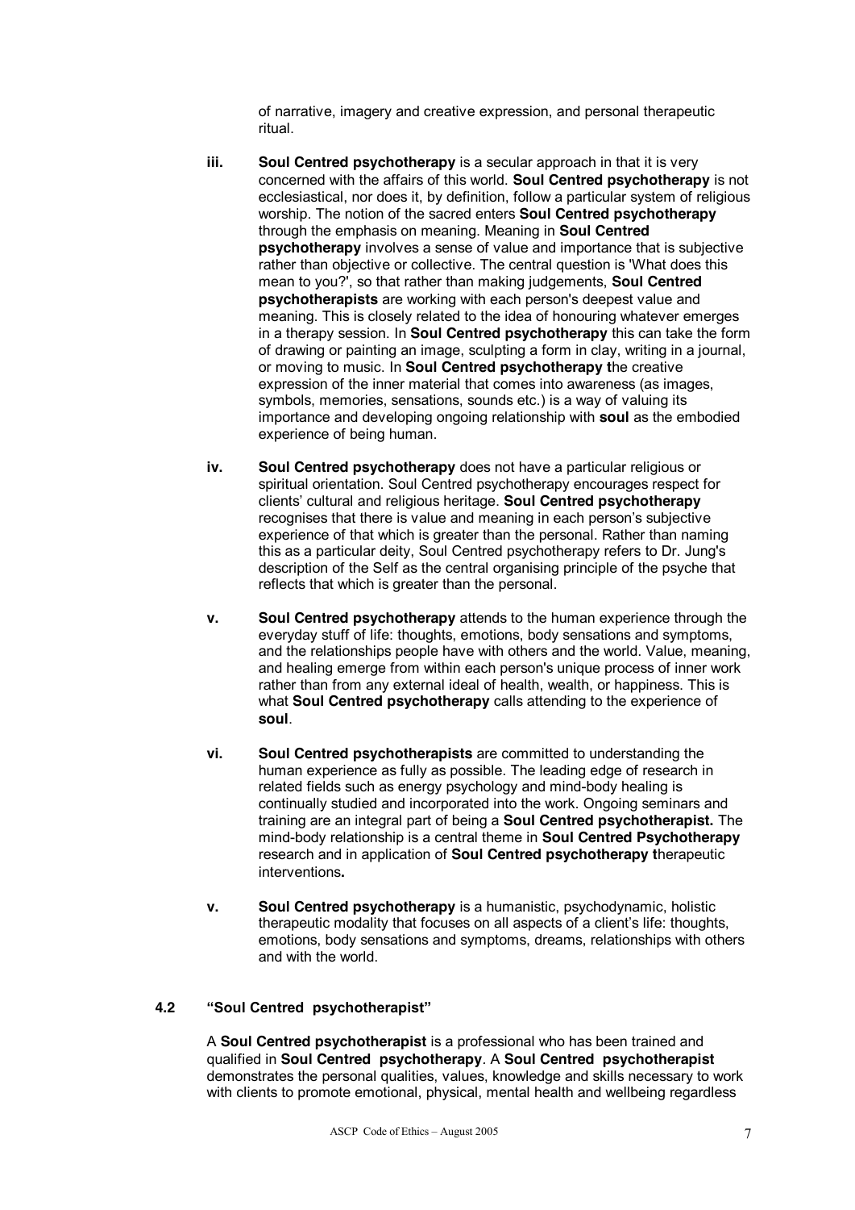of narrative, imagery and creative expression, and personal therapeutic ritual.

**iii.** **Soul Centred psychotherapy** is a secular approach in that it is very concerned with the affairs of this world. **Soul Centred psychotherapy** is not ecclesiastical, nor does it, by definition, follow a particular system of religious worship. The notion of the sacred enters **Soul Centred psychotherapy** through the emphasis on meaning. Meaning in **Soul Centred psychotherapy** involves a sense of value and importance that is subjective rather than objective or collective. The central question is 'What does this mean to you?', so that rather than making judgements, **Soul Centred psychotherapists** are working with each person's deepest value and meaning. This is closely related to the idea of honouring whatever emerges in a therapy session. In **Soul Centred psychotherapy** this can take the form of drawing or painting an image, sculpting a form in clay, writing in a journal, or moving to music. In **Soul Centred psychotherapy t**he creative expression of the inner material that comes into awareness (as images, symbols, memories, sensations, sounds etc.) is a way of valuing its importance and developing ongoing relationship with **soul** as the embodied experience of being human.

**iv.** **Soul Centred psychotherapy** does not have a particular religious or spiritual orientation. Soul Centred psychotherapy encourages respect for clients' cultural and religious heritage. **Soul Centred psychotherapy** recognises that there is value and meaning in each person's subjective experience of that which is greater than the personal. Rather than naming this as a particular deity, Soul Centred psychotherapy refers to Dr. Jung's description of the Self as the central organising principle of the psyche that reflects that which is greater than the personal.

**v.** **Soul Centred psychotherapy** attends to the human experience through the everyday stuff of life: thoughts, emotions, body sensations and symptoms, and the relationships people have with others and the world. Value, meaning, and healing emerge from within each person's unique process of inner work rather than from any external ideal of health, wealth, or happiness. This is what **Soul Centred psychotherapy** calls attending to the experience of **soul**.

**vi.** **Soul Centred psychotherapists** are committed to understanding the human experience as fully as possible. The leading edge of research in related fields such as energy psychology and mind-body healing is continually studied and incorporated into the work. Ongoing seminars and training are an integral part of being a **Soul Centred psychotherapist.** The mind-body relationship is a central theme in **Soul Centred Psychotherapy** research and in application of **Soul Centred psychotherapy t**herapeutic interventions**.**

**v.** **Soul Centred psychotherapy** is a humanistic, psychodynamic, holistic therapeutic modality that focuses on all aspects of a client's life: thoughts, emotions, body sensations and symptoms, dreams, relationships with others and with the world.

### 4.2 "Soul Centred psychotherapist"

A **Soul Centred psychotherapist** is a professional who has been trained and qualified in **Soul Centred psychotherapy**. A **Soul Centred psychotherapist** demonstrates the personal qualities, values, knowledge and skills necessary to work with clients to promote emotional, physical, mental health and wellbeing regardless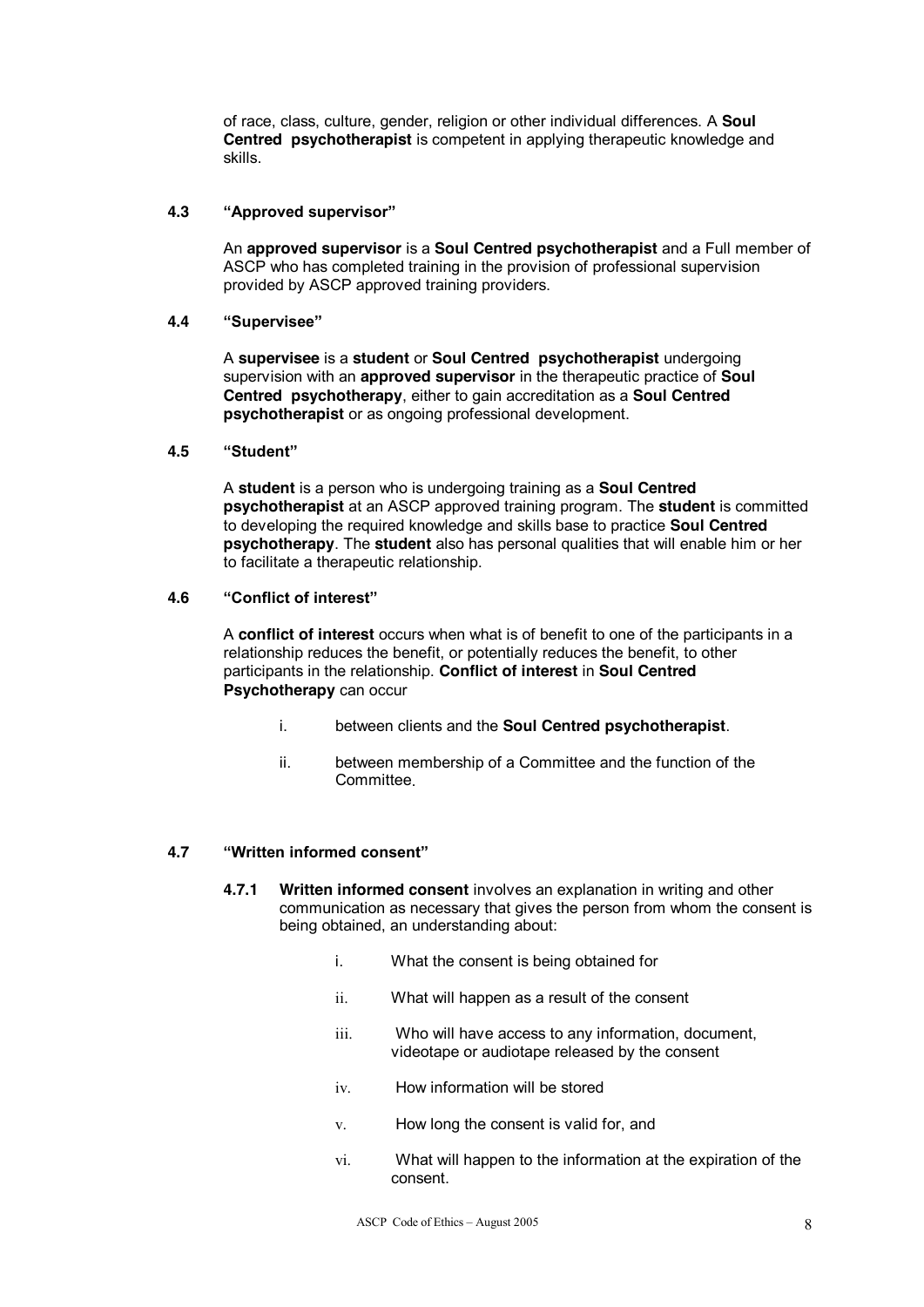of race, class, culture, gender, religion or other individual differences. A **Soul Centred psychotherapist** is competent in applying therapeutic knowledge and skills.

### 4.3 "Approved supervisor"

An **approved supervisor** is a **Soul Centred psychotherapist** and a Full member of ASCP who has completed training in the provision of professional supervision provided by ASCP approved training providers.

### 4.4 "Supervisee"

A **supervisee** is a **student** or **Soul Centred psychotherapist** undergoing supervision with an **approved supervisor** in the therapeutic practice of **Soul Centred psychotherapy**, either to gain accreditation as a **Soul Centred psychotherapist** or as ongoing professional development.

### 4.5 "Student"

A **student** is a person who is undergoing training as a **Soul Centred psychotherapist** at an ASCP approved training program. The **student** is committed to developing the required knowledge and skills base to practice **Soul Centred psychotherapy**. The **student** also has personal qualities that will enable him or her to facilitate a therapeutic relationship.

### 4.6 "Conflict of interest"

A **conflict of interest** occurs when what is of benefit to one of the participants in a relationship reduces the benefit, or potentially reduces the benefit, to other participants in the relationship. **Conflict of interest** in **Soul Centred Psychotherapy** can occur

i. between clients and the **Soul Centred psychotherapist**.

ii. between membership of a Committee and the function of the Committee.

### 4.7 "Written informed consent"

**4.7.1** **Written informed consent** involves an explanation in writing and other communication as necessary that gives the person from whom the consent is being obtained, an understanding about:

i. What the consent is being obtained for

ii. What will happen as a result of the consent

iii. Who will have access to any information, document, videotape or audiotape released by the consent

iv. How information will be stored

v. How long the consent is valid for, and

vi. What will happen to the information at the expiration of the consent.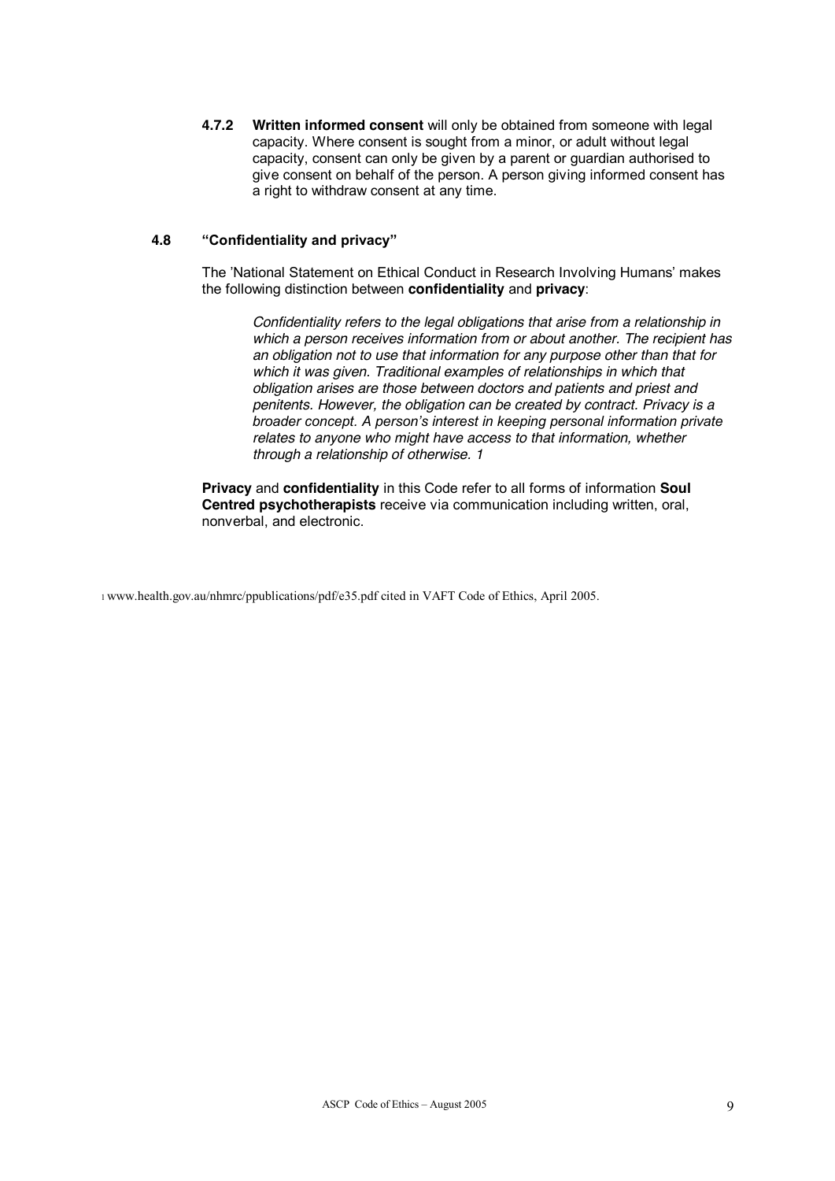**4.7.2 Written informed consent** will only be obtained from someone with legal capacity. Where consent is sought from a minor, or adult without legal capacity, consent can only be given by a parent or guardian authorised to give consent on behalf of the person. A person giving informed consent has a right to withdraw consent at any time.

### 4.8 "Confidentiality and privacy"

The 'National Statement on Ethical Conduct in Research Involving Humans' makes the following distinction between **confidentiality** and **privacy**:

> *Confidentiality refers to the legal obligations that arise from a relationship in which a person receives information from or about another. The recipient has an obligation not to use that information for any purpose other than that for which it was given. Traditional examples of relationships in which that obligation arises are those between doctors and patients and priest and penitents. However, the obligation can be created by contract. Privacy is a broader concept. A person's interest in keeping personal information private relates to anyone who might have access to that information, whether through a relationship of otherwise. 1*

**Privacy** and **confidentiality** in this Code refer to all forms of information **Soul Centred psychotherapists** receive via communication including written, oral, nonverbal, and electronic.

[1] www.health.gov.au/nhmrc/ppublications/pdf/e35.pdf cited in VAFT Code of Ethics, April 2005.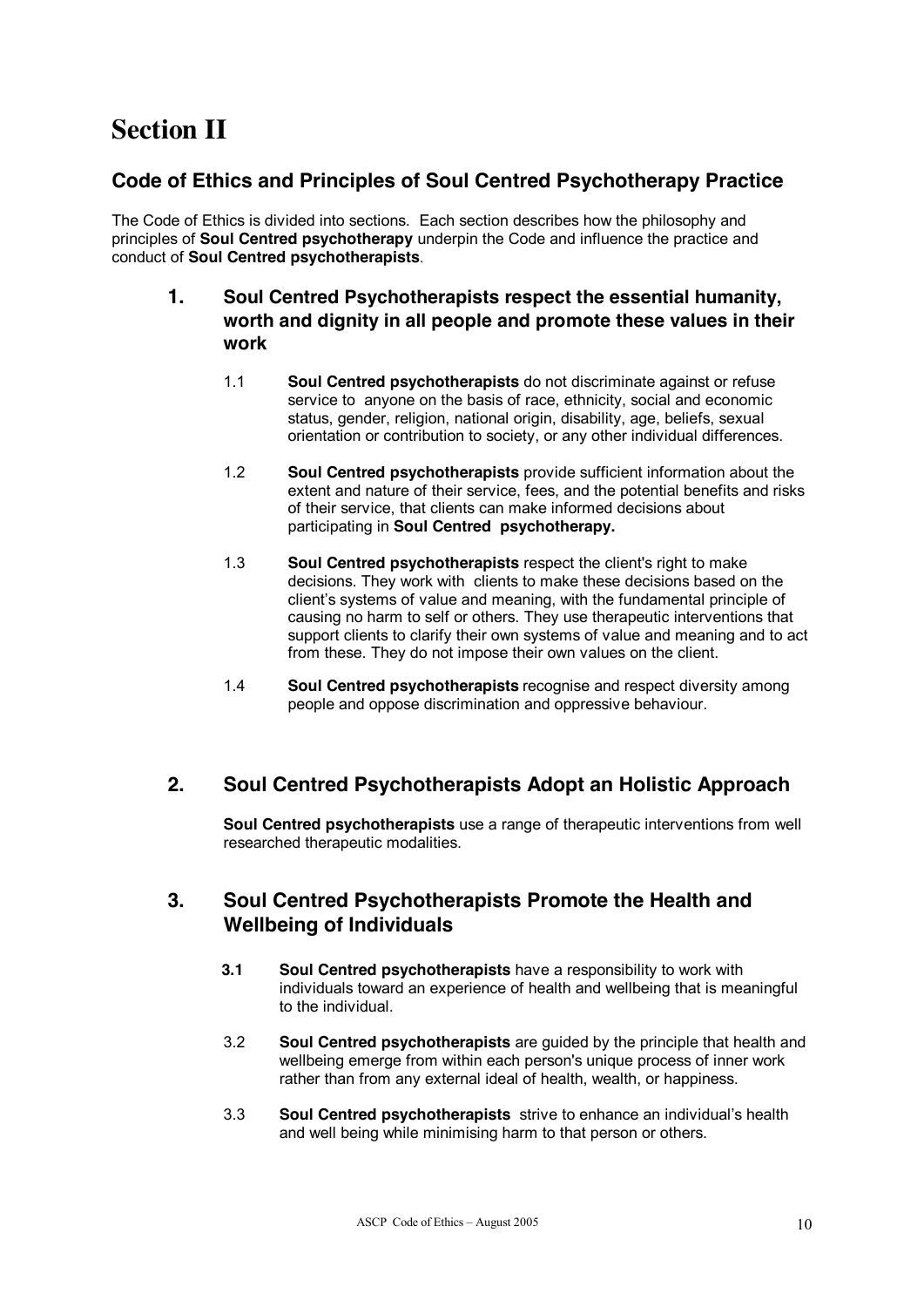# Section II

## Code of Ethics and Principles of Soul Centred Psychotherapy Practice

The Code of Ethics is divided into sections. Each section describes how the philosophy and principles of **Soul Centred psychotherapy** underpin the Code and influence the practice and conduct of **Soul Centred psychotherapists**.

### 1. Soul Centred Psychotherapists respect the essential humanity, worth and dignity in all people and promote these values in their work

1.1 **Soul Centred psychotherapists** do not discriminate against or refuse service to anyone on the basis of race, ethnicity, social and economic status, gender, religion, national origin, disability, age, beliefs, sexual orientation or contribution to society, or any other individual differences.

1.2 **Soul Centred psychotherapists** provide sufficient information about the extent and nature of their service, fees, and the potential benefits and risks of their service, that clients can make informed decisions about participating in **Soul Centred psychotherapy.**

1.3 **Soul Centred psychotherapists** respect the client's right to make decisions. They work with clients to make these decisions based on the client's systems of value and meaning, with the fundamental principle of causing no harm to self or others. They use therapeutic interventions that support clients to clarify their own systems of value and meaning and to act from these. They do not impose their own values on the client.

1.4 **Soul Centred psychotherapists** recognise and respect diversity among people and oppose discrimination and oppressive behaviour.

### 2. Soul Centred Psychotherapists Adopt an Holistic Approach

**Soul Centred psychotherapists** use a range of therapeutic interventions from well researched therapeutic modalities.

### 3. Soul Centred Psychotherapists Promote the Health and Wellbeing of Individuals

**3.1** **Soul Centred psychotherapists** have a responsibility to work with individuals toward an experience of health and wellbeing that is meaningful to the individual.

3.2 **Soul Centred psychotherapists** are guided by the principle that health and wellbeing emerge from within each person's unique process of inner work rather than from any external ideal of health, wealth, or happiness.

3.3 **Soul Centred psychotherapists** strive to enhance an individual's health and well being while minimising harm to that person or others.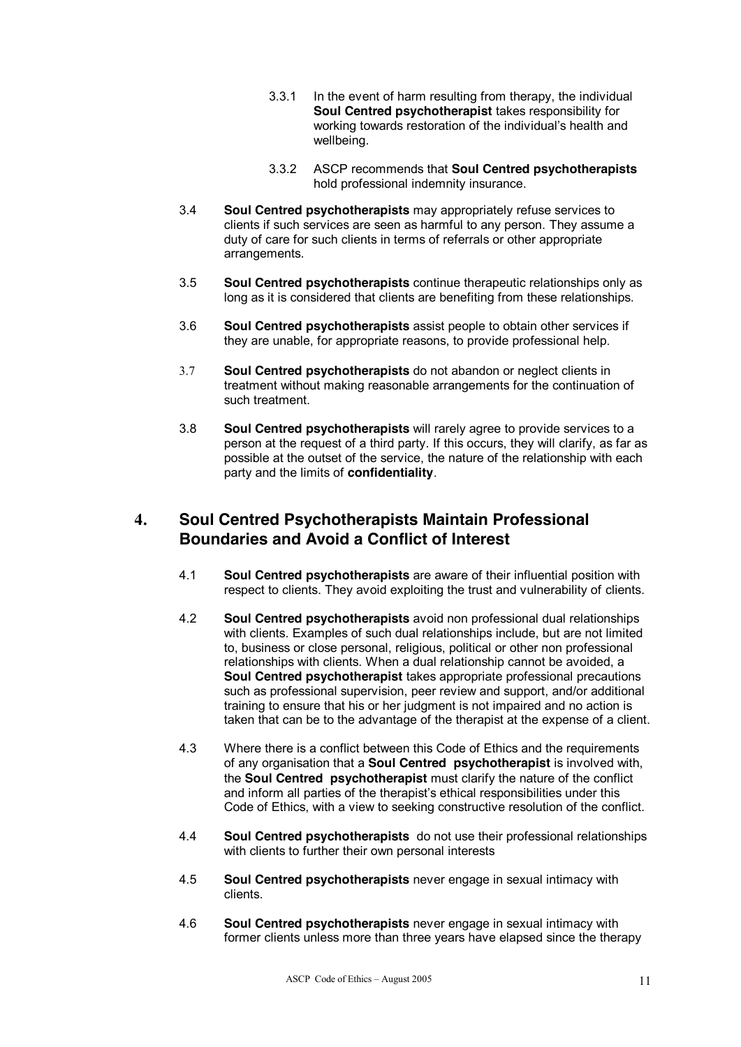3.3.1 In the event of harm resulting from therapy, the individual **Soul Centred psychotherapist** takes responsibility for working towards restoration of the individual's health and wellbeing.

3.3.2 ASCP recommends that **Soul Centred psychotherapists** hold professional indemnity insurance.

3.4 **Soul Centred psychotherapists** may appropriately refuse services to clients if such services are seen as harmful to any person. They assume a duty of care for such clients in terms of referrals or other appropriate arrangements.

3.5 **Soul Centred psychotherapists** continue therapeutic relationships only as long as it is considered that clients are benefiting from these relationships.

3.6 **Soul Centred psychotherapists** assist people to obtain other services if they are unable, for appropriate reasons, to provide professional help.

3.7 **Soul Centred psychotherapists** do not abandon or neglect clients in treatment without making reasonable arrangements for the continuation of such treatment.

3.8 **Soul Centred psychotherapists** will rarely agree to provide services to a person at the request of a third party. If this occurs, they will clarify, as far as possible at the outset of the service, the nature of the relationship with each party and the limits of **confidentiality**.

## 4. Soul Centred Psychotherapists Maintain Professional Boundaries and Avoid a Conflict of Interest

4.1 **Soul Centred psychotherapists** are aware of their influential position with respect to clients. They avoid exploiting the trust and vulnerability of clients.

4.2 **Soul Centred psychotherapists** avoid non professional dual relationships with clients. Examples of such dual relationships include, but are not limited to, business or close personal, religious, political or other non professional relationships with clients. When a dual relationship cannot be avoided, a **Soul Centred psychotherapist** takes appropriate professional precautions such as professional supervision, peer review and support, and/or additional training to ensure that his or her judgment is not impaired and no action is taken that can be to the advantage of the therapist at the expense of a client.

4.3 Where there is a conflict between this Code of Ethics and the requirements of any organisation that a **Soul Centred psychotherapist** is involved with, the **Soul Centred psychotherapist** must clarify the nature of the conflict and inform all parties of the therapist's ethical responsibilities under this Code of Ethics, with a view to seeking constructive resolution of the conflict.

4.4 **Soul Centred psychotherapists** do not use their professional relationships with clients to further their own personal interests

4.5 **Soul Centred psychotherapists** never engage in sexual intimacy with clients.

4.6 **Soul Centred psychotherapists** never engage in sexual intimacy with former clients unless more than three years have elapsed since the therapy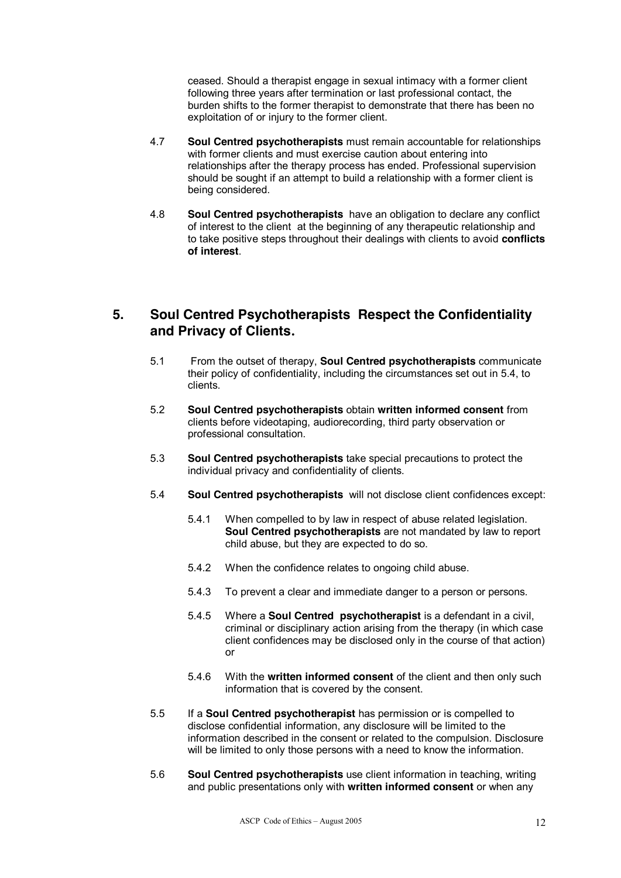ceased. Should a therapist engage in sexual intimacy with a former client following three years after termination or last professional contact, the burden shifts to the former therapist to demonstrate that there has been no exploitation of or injury to the former client.

4.7 **Soul Centred psychotherapists** must remain accountable for relationships with former clients and must exercise caution about entering into relationships after the therapy process has ended. Professional supervision should be sought if an attempt to build a relationship with a former client is being considered.

4.8 **Soul Centred psychotherapists** have an obligation to declare any conflict of interest to the client at the beginning of any therapeutic relationship and to take positive steps throughout their dealings with clients to avoid **conflicts of interest**.

## 5. Soul Centred Psychotherapists Respect the Confidentiality and Privacy of Clients.

5.1 From the outset of therapy, **Soul Centred psychotherapists** communicate their policy of confidentiality, including the circumstances set out in 5.4, to clients.

5.2 **Soul Centred psychotherapists** obtain **written informed consent** from clients before videotaping, audiorecording, third party observation or professional consultation.

5.3 **Soul Centred psychotherapists** take special precautions to protect the individual privacy and confidentiality of clients.

5.4 **Soul Centred psychotherapists** will not disclose client confidences except:

5.4.1 When compelled to by law in respect of abuse related legislation. **Soul Centred psychotherapists** are not mandated by law to report child abuse, but they are expected to do so.

5.4.2 When the confidence relates to ongoing child abuse.

5.4.3 To prevent a clear and immediate danger to a person or persons.

5.4.5 Where a **Soul Centred psychotherapist** is a defendant in a civil, criminal or disciplinary action arising from the therapy (in which case client confidences may be disclosed only in the course of that action) or

5.4.6 With the **written informed consent** of the client and then only such information that is covered by the consent.

5.5 If a **Soul Centred psychotherapist** has permission or is compelled to disclose confidential information, any disclosure will be limited to the information described in the consent or related to the compulsion. Disclosure will be limited to only those persons with a need to know the information.

5.6 **Soul Centred psychotherapists** use client information in teaching, writing and public presentations only with **written informed consent** or when any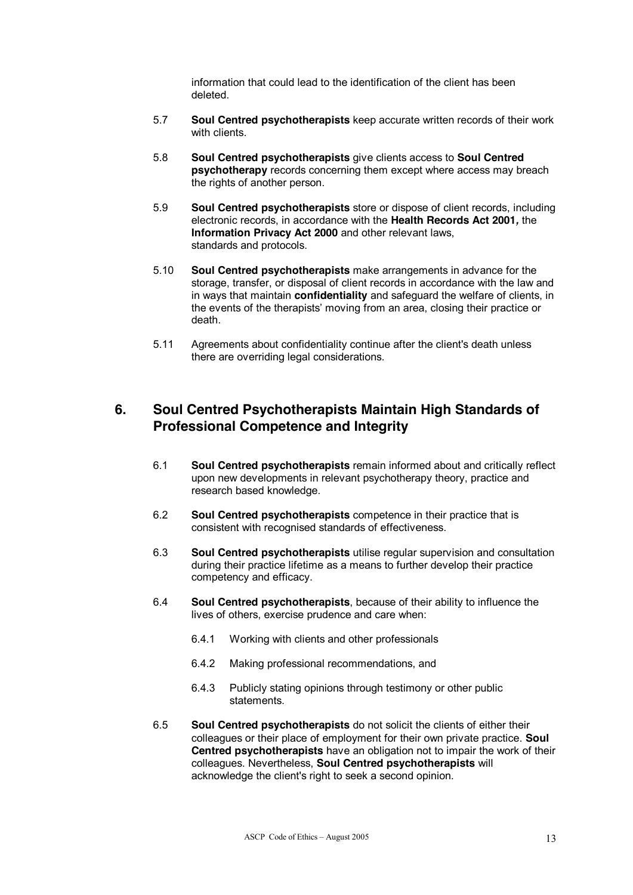information that could lead to the identification of the client has been deleted.

5.7 **Soul Centred psychotherapists** keep accurate written records of their work with clients.

5.8 **Soul Centred psychotherapists** give clients access to **Soul Centred psychotherapy** records concerning them except where access may breach the rights of another person.

5.9 **Soul Centred psychotherapists** store or dispose of client records, including electronic records, in accordance with the **Health Records Act 2001,** the **Information Privacy Act 2000** and other relevant laws, standards and protocols.

5.10 **Soul Centred psychotherapists** make arrangements in advance for the storage, transfer, or disposal of client records in accordance with the law and in ways that maintain **confidentiality** and safeguard the welfare of clients, in the events of the therapists' moving from an area, closing their practice or death.

5.11 Agreements about confidentiality continue after the client's death unless there are overriding legal considerations.

## 6. Soul Centred Psychotherapists Maintain High Standards of Professional Competence and Integrity

6.1 **Soul Centred psychotherapists** remain informed about and critically reflect upon new developments in relevant psychotherapy theory, practice and research based knowledge.

6.2 **Soul Centred psychotherapists** competence in their practice that is consistent with recognised standards of effectiveness.

6.3 **Soul Centred psychotherapists** utilise regular supervision and consultation during their practice lifetime as a means to further develop their practice competency and efficacy.

6.4 **Soul Centred psychotherapists**, because of their ability to influence the lives of others, exercise prudence and care when:

6.4.1 Working with clients and other professionals

6.4.2 Making professional recommendations, and

6.4.3 Publicly stating opinions through testimony or other public statements.

6.5 **Soul Centred psychotherapists** do not solicit the clients of either their colleagues or their place of employment for their own private practice. **Soul Centred psychotherapists** have an obligation not to impair the work of their colleagues. Nevertheless, **Soul Centred psychotherapists** will acknowledge the client's right to seek a second opinion.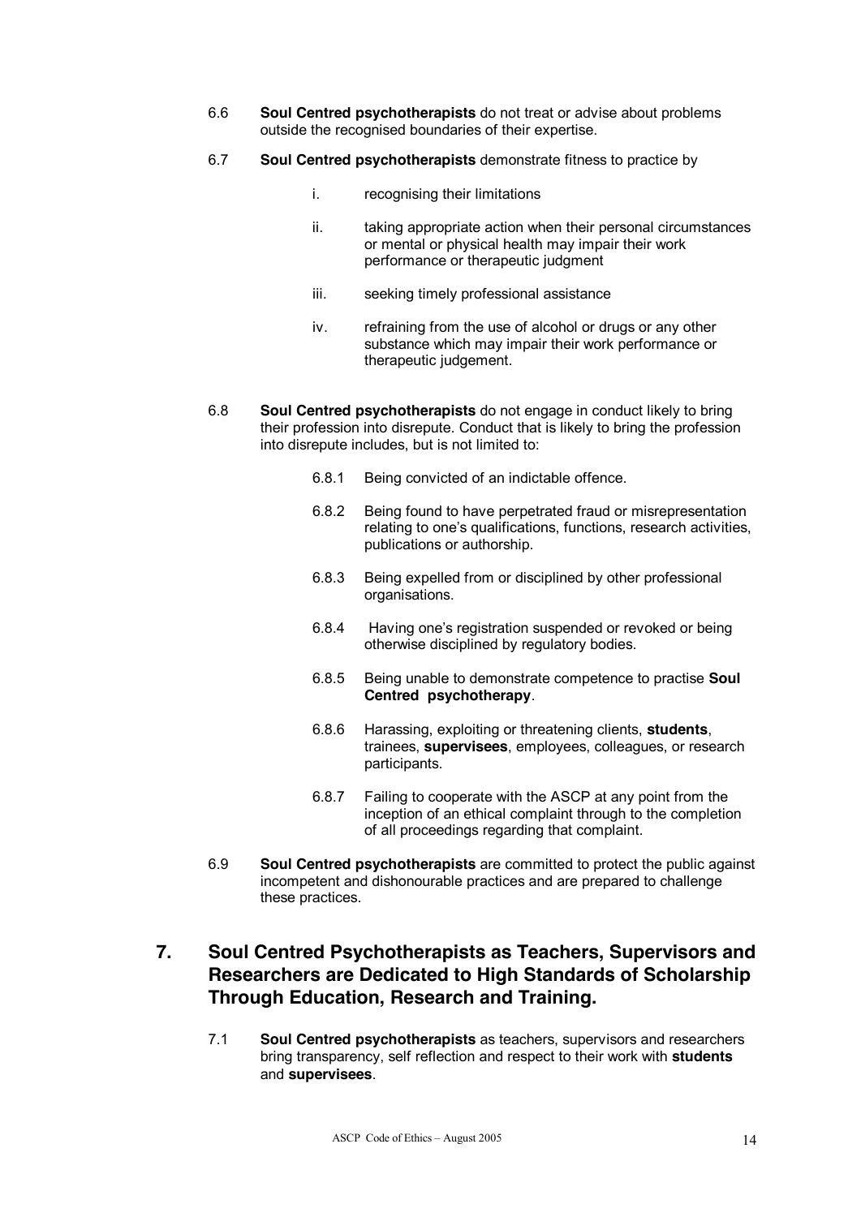6.6 **Soul Centred psychotherapists** do not treat or advise about problems outside the recognised boundaries of their expertise.

6.7 **Soul Centred psychotherapists** demonstrate fitness to practice by

i. recognising their limitations

ii. taking appropriate action when their personal circumstances or mental or physical health may impair their work performance or therapeutic judgment

iii. seeking timely professional assistance

iv. refraining from the use of alcohol or drugs or any other substance which may impair their work performance or therapeutic judgement.

6.8 **Soul Centred psychotherapists** do not engage in conduct likely to bring their profession into disrepute. Conduct that is likely to bring the profession into disrepute includes, but is not limited to:

6.8.1 Being convicted of an indictable offence.

6.8.2 Being found to have perpetrated fraud or misrepresentation relating to one's qualifications, functions, research activities, publications or authorship.

6.8.3 Being expelled from or disciplined by other professional organisations.

6.8.4 Having one's registration suspended or revoked or being otherwise disciplined by regulatory bodies.

6.8.5 Being unable to demonstrate competence to practise **Soul Centred psychotherapy**.

6.8.6 Harassing, exploiting or threatening clients, **students**, trainees, **supervisees**, employees, colleagues, or research participants.

6.8.7 Failing to cooperate with the ASCP at any point from the inception of an ethical complaint through to the completion of all proceedings regarding that complaint.

6.9 **Soul Centred psychotherapists** are committed to protect the public against incompetent and dishonourable practices and are prepared to challenge these practices.

## 7. Soul Centred Psychotherapists as Teachers, Supervisors and Researchers are Dedicated to High Standards of Scholarship Through Education, Research and Training.

7.1 **Soul Centred psychotherapists** as teachers, supervisors and researchers bring transparency, self reflection and respect to their work with **students** and **supervisees**.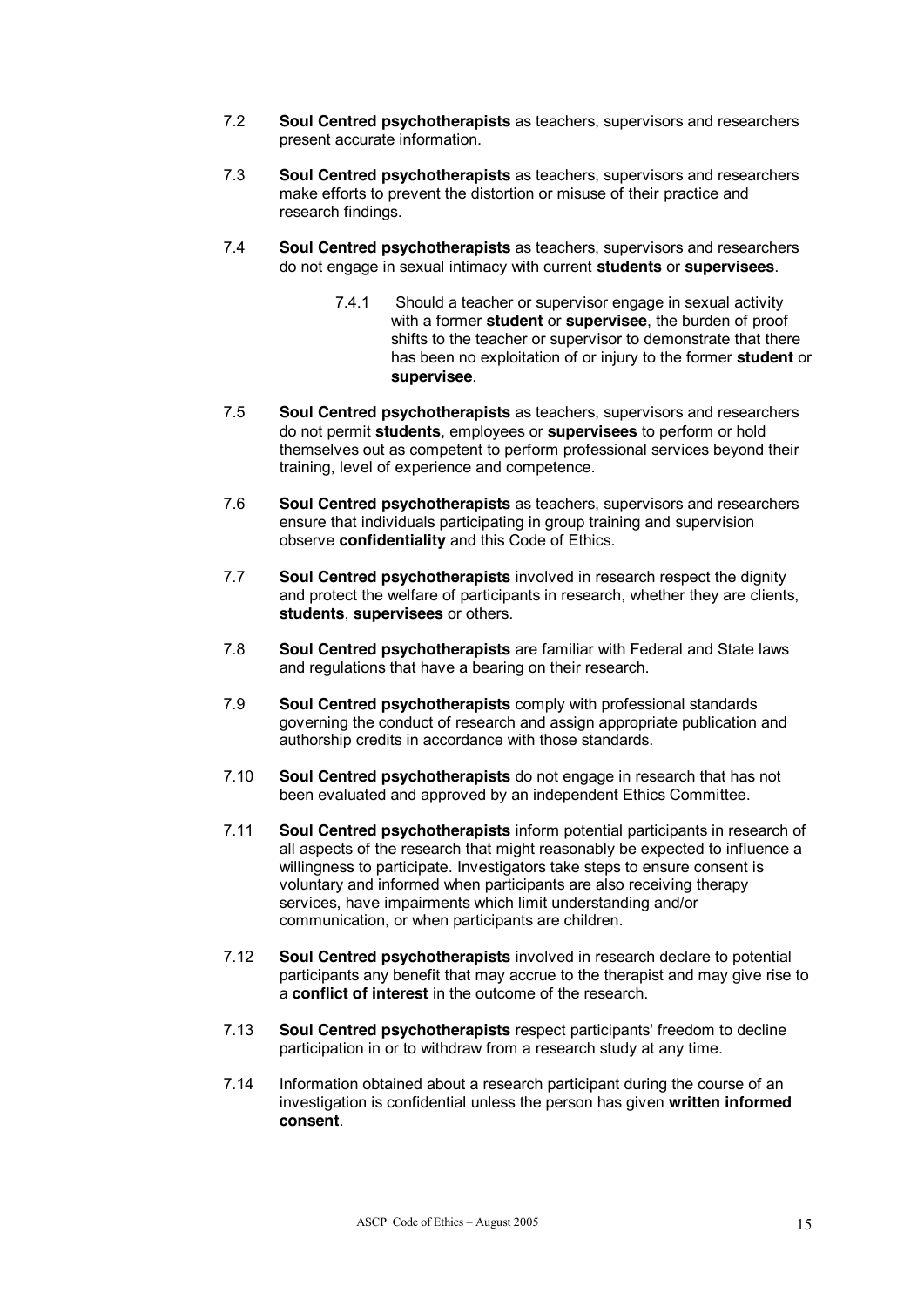7.2 **Soul Centred psychotherapists** as teachers, supervisors and researchers present accurate information.

7.3 **Soul Centred psychotherapists** as teachers, supervisors and researchers make efforts to prevent the distortion or misuse of their practice and research findings.

7.4 **Soul Centred psychotherapists** as teachers, supervisors and researchers do not engage in sexual intimacy with current **students** or **supervisees**.

> 7.4.1 Should a teacher or supervisor engage in sexual activity with a former **student** or **supervisee**, the burden of proof shifts to the teacher or supervisor to demonstrate that there has been no exploitation of or injury to the former **student** or **supervisee**.

7.5 **Soul Centred psychotherapists** as teachers, supervisors and researchers do not permit **students**, employees or **supervisees** to perform or hold themselves out as competent to perform professional services beyond their training, level of experience and competence.

7.6 **Soul Centred psychotherapists** as teachers, supervisors and researchers ensure that individuals participating in group training and supervision observe **confidentiality** and this Code of Ethics.

7.7 **Soul Centred psychotherapists** involved in research respect the dignity and protect the welfare of participants in research, whether they are clients, **students**, **supervisees** or others.

7.8 **Soul Centred psychotherapists** are familiar with Federal and State laws and regulations that have a bearing on their research.

7.9 **Soul Centred psychotherapists** comply with professional standards governing the conduct of research and assign appropriate publication and authorship credits in accordance with those standards.

7.10 **Soul Centred psychotherapists** do not engage in research that has not been evaluated and approved by an independent Ethics Committee.

7.11 **Soul Centred psychotherapists** inform potential participants in research of all aspects of the research that might reasonably be expected to influence a willingness to participate. Investigators take steps to ensure consent is voluntary and informed when participants are also receiving therapy services, have impairments which limit understanding and/or communication, or when participants are children.

7.12 **Soul Centred psychotherapists** involved in research declare to potential participants any benefit that may accrue to the therapist and may give rise to a **conflict of interest** in the outcome of the research.

7.13 **Soul Centred psychotherapists** respect participants' freedom to decline participation in or to withdraw from a research study at any time.

7.14 Information obtained about a research participant during the course of an investigation is confidential unless the person has given **written informed consent**.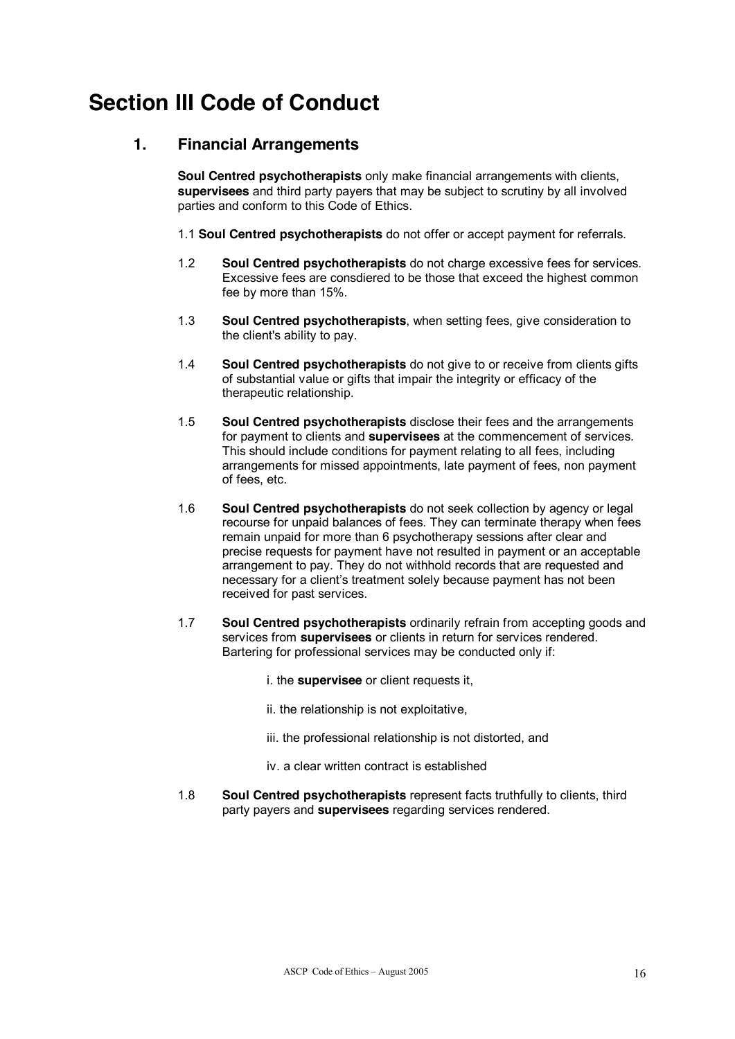# Section III Code of Conduct

## 1. Financial Arrangements

**Soul Centred psychotherapists** only make financial arrangements with clients, **supervisees** and third party payers that may be subject to scrutiny by all involved parties and conform to this Code of Ethics.

1.1 **Soul Centred psychotherapists** do not offer or accept payment for referrals.

1.2 **Soul Centred psychotherapists** do not charge excessive fees for services. Excessive fees are consdiered to be those that exceed the highest common fee by more than 15%.

1.3 **Soul Centred psychotherapists**, when setting fees, give consideration to the client's ability to pay.

1.4 **Soul Centred psychotherapists** do not give to or receive from clients gifts of substantial value or gifts that impair the integrity or efficacy of the therapeutic relationship.

1.5 **Soul Centred psychotherapists** disclose their fees and the arrangements for payment to clients and **supervisees** at the commencement of services. This should include conditions for payment relating to all fees, including arrangements for missed appointments, late payment of fees, non payment of fees, etc.

1.6 **Soul Centred psychotherapists** do not seek collection by agency or legal recourse for unpaid balances of fees. They can terminate therapy when fees remain unpaid for more than 6 psychotherapy sessions after clear and precise requests for payment have not resulted in payment or an acceptable arrangement to pay. They do not withhold records that are requested and necessary for a client's treatment solely because payment has not been received for past services.

1.7 **Soul Centred psychotherapists** ordinarily refrain from accepting goods and services from **supervisees** or clients in return for services rendered. Bartering for professional services may be conducted only if:

i. the **supervisee** or client requests it,

ii. the relationship is not exploitative,

iii. the professional relationship is not distorted, and

iv. a clear written contract is established

1.8 **Soul Centred psychotherapists** represent facts truthfully to clients, third party payers and **supervisees** regarding services rendered.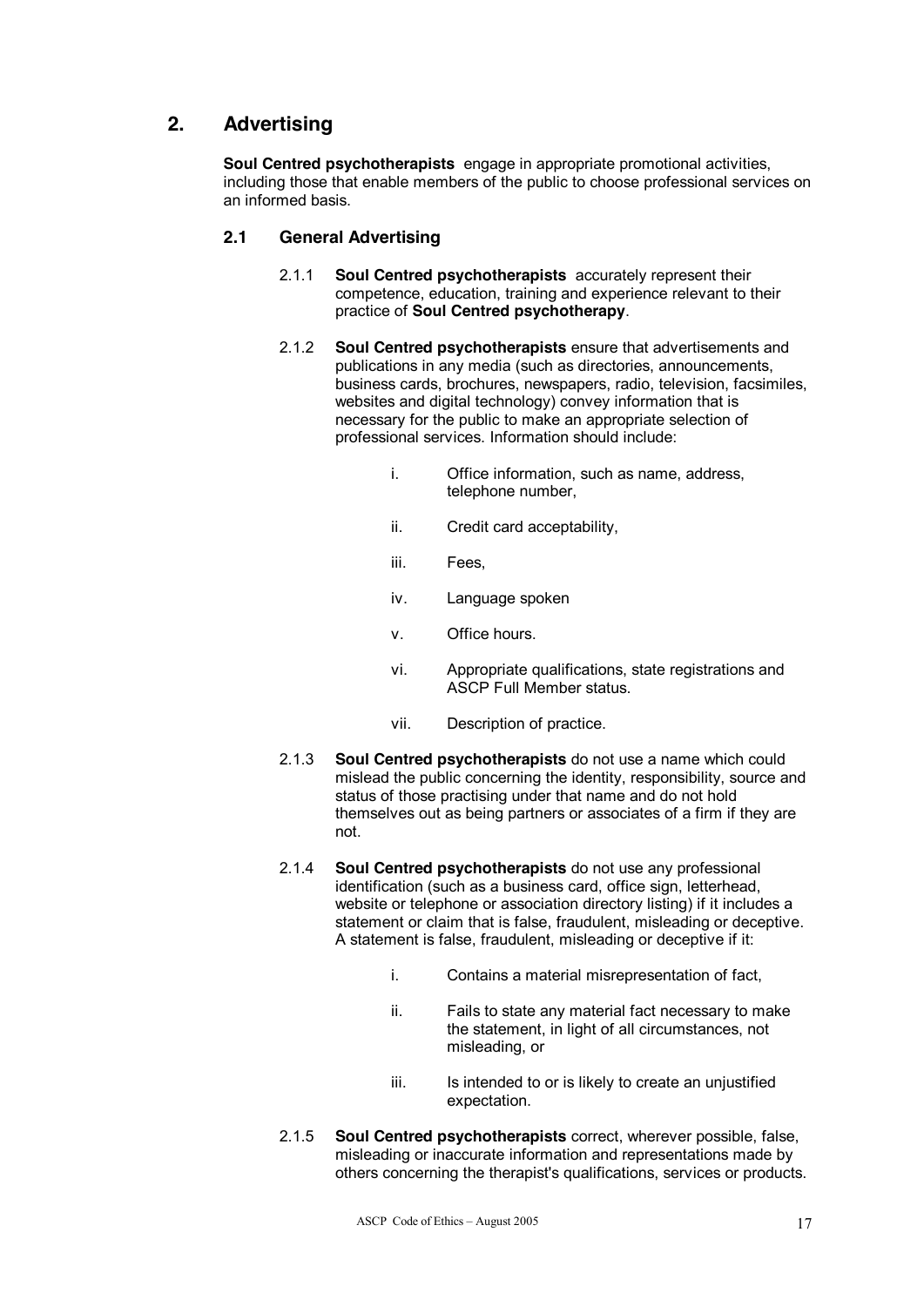## 2. Advertising

**Soul Centred psychotherapists** engage in appropriate promotional activities, including those that enable members of the public to choose professional services on an informed basis.

### 2.1 General Advertising

2.1.1 **Soul Centred psychotherapists** accurately represent their competence, education, training and experience relevant to their practice of **Soul Centred psychotherapy**.

2.1.2 **Soul Centred psychotherapists** ensure that advertisements and publications in any media (such as directories, announcements, business cards, brochures, newspapers, radio, television, facsimiles, websites and digital technology) convey information that is necessary for the public to make an appropriate selection of professional services. Information should include:

- i. Office information, such as name, address, telephone number,
- ii. Credit card acceptability,
- iii. Fees,
- iv. Language spoken
- v. Office hours.
- vi. Appropriate qualifications, state registrations and ASCP Full Member status.
- vii. Description of practice.

2.1.3 **Soul Centred psychotherapists** do not use a name which could mislead the public concerning the identity, responsibility, source and status of those practising under that name and do not hold themselves out as being partners or associates of a firm if they are not.

2.1.4 **Soul Centred psychotherapists** do not use any professional identification (such as a business card, office sign, letterhead, website or telephone or association directory listing) if it includes a statement or claim that is false, fraudulent, misleading or deceptive. A statement is false, fraudulent, misleading or deceptive if it:

- i. Contains a material misrepresentation of fact,
- ii. Fails to state any material fact necessary to make the statement, in light of all circumstances, not misleading, or
- iii. Is intended to or is likely to create an unjustified expectation.

2.1.5 **Soul Centred psychotherapists** correct, wherever possible, false, misleading or inaccurate information and representations made by others concerning the therapist's qualifications, services or products.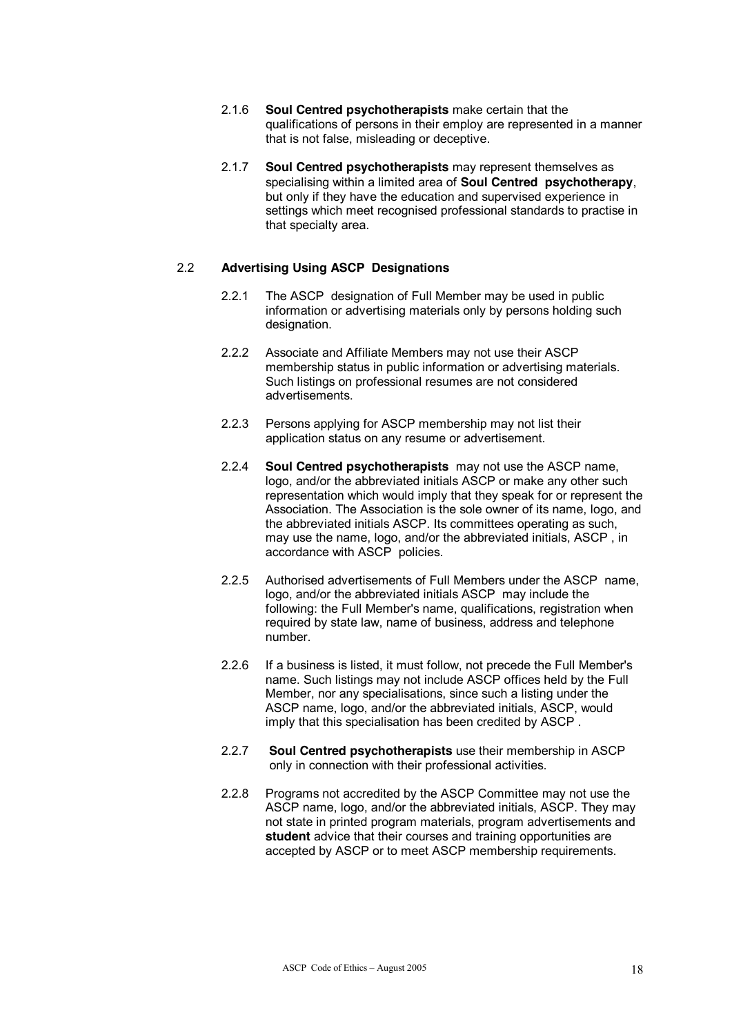2.1.6 **Soul Centred psychotherapists** make certain that the qualifications of persons in their employ are represented in a manner that is not false, misleading or deceptive.

2.1.7 **Soul Centred psychotherapists** may represent themselves as specialising within a limited area of **Soul Centred psychotherapy**, but only if they have the education and supervised experience in settings which meet recognised professional standards to practise in that specialty area.

## 2.2 Advertising Using ASCP Designations

2.2.1 The ASCP designation of Full Member may be used in public information or advertising materials only by persons holding such designation.

2.2.2 Associate and Affiliate Members may not use their ASCP membership status in public information or advertising materials. Such listings on professional resumes are not considered advertisements.

2.2.3 Persons applying for ASCP membership may not list their application status on any resume or advertisement.

2.2.4 **Soul Centred psychotherapists** may not use the ASCP name, logo, and/or the abbreviated initials ASCP or make any other such representation which would imply that they speak for or represent the Association. The Association is the sole owner of its name, logo, and the abbreviated initials ASCP. Its committees operating as such, may use the name, logo, and/or the abbreviated initials, ASCP , in accordance with ASCP policies.

2.2.5 Authorised advertisements of Full Members under the ASCP name, logo, and/or the abbreviated initials ASCP may include the following: the Full Member's name, qualifications, registration when required by state law, name of business, address and telephone number.

2.2.6 If a business is listed, it must follow, not precede the Full Member's name. Such listings may not include ASCP offices held by the Full Member, nor any specialisations, since such a listing under the ASCP name, logo, and/or the abbreviated initials, ASCP, would imply that this specialisation has been credited by ASCP .

2.2.7 **Soul Centred psychotherapists** use their membership in ASCP only in connection with their professional activities.

2.2.8 Programs not accredited by the ASCP Committee may not use the ASCP name, logo, and/or the abbreviated initials, ASCP. They may not state in printed program materials, program advertisements and **student** advice that their courses and training opportunities are accepted by ASCP or to meet ASCP membership requirements.